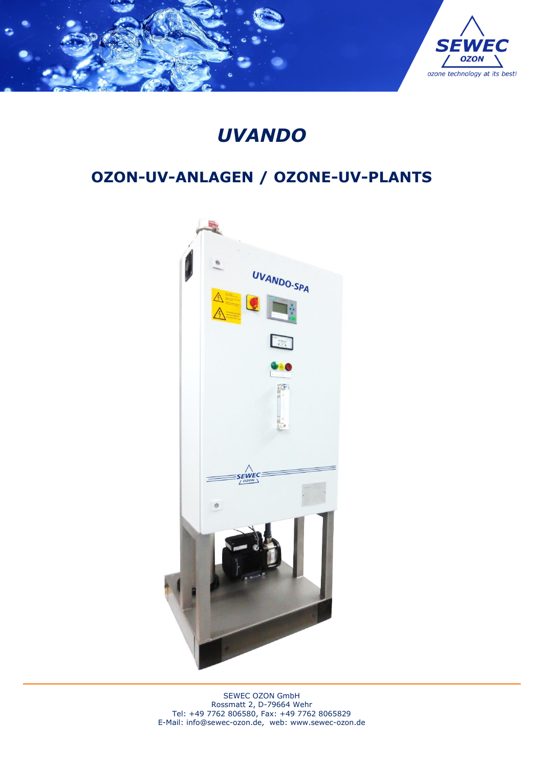# *UVANDO*

## OZON-UV-ANLAGEN / OZONE-UV-PLANTS

SEWEC OZON GmbH
Rossmatt 2, D-79664 Wehr
Tel: +49 7762 806580, Fax: +49 7762 8065829
E-Mail: info@sewec-ozon.de, web: www.sewec-ozon.de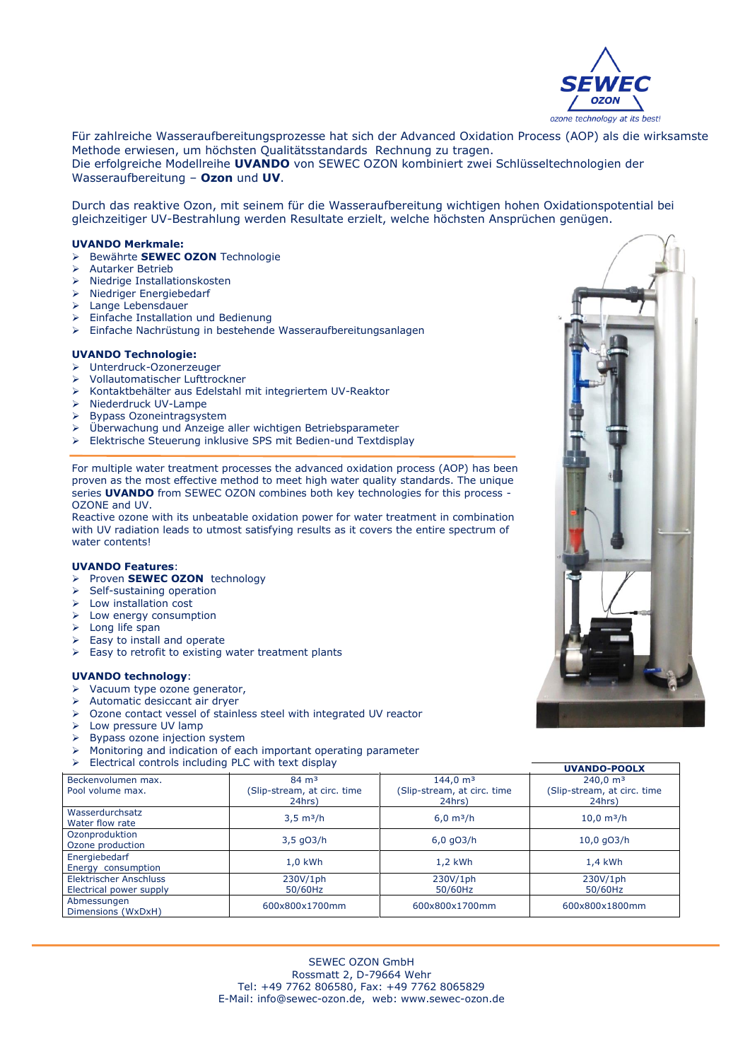SEWEC
OZON
*ozone technology at its best!*

Für zahlreiche Wasseraufbereitungsprozesse hat sich der Advanced Oxidation Process (AOP) als die wirksamste Methode erwiesen, um höchsten Qualitätsstandards Rechnung zu tragen.
Die erfolgreiche Modellreihe **UVANDO** von SEWEC OZON kombiniert zwei Schlüsseltechnologien der Wasseraufbereitung – **Ozon** und **UV**.

Durch das reaktive Ozon, mit seinem für die Wasseraufbereitung wichtigen hohen Oxidationspotential bei gleichzeitiger UV-Bestrahlung werden Resultate erzielt, welche höchsten Ansprüchen genügen.

**UVANDO Merkmale:**

- Bewährte **SEWEC OZON** Technologie
- Autarker Betrieb
- Niedrige Installationskosten
- Niedriger Energiebedarf
- Lange Lebensdauer
- Einfache Installation und Bedienung
- Einfache Nachrüstung in bestehende Wasseraufbereitungsanlagen

**UVANDO Technologie:**

- Unterdruck-Ozonerzeuger
- Vollautomatischer Lufttrockner
- Kontaktbehälter aus Edelstahl mit integriertem UV-Reaktor
- Niederdruck UV-Lampe
- Bypass Ozoneintragsystem
- Überwachung und Anzeige aller wichtigen Betriebsparameter
- Elektrische Steuerung inklusive SPS mit Bedien-und Textdisplay

For multiple water treatment processes the advanced oxidation process (AOP) has been proven as the most effective method to meet high water quality standards. The unique series **UVANDO** from SEWEC OZON combines both key technologies for this process - OZONE and UV.
Reactive ozone with its unbeatable oxidation power for water treatment in combination with UV radiation leads to utmost satisfying results as it covers the entire spectrum of water contents!

**UVANDO Features**:

- Proven **SEWEC OZON** technology
- Self-sustaining operation
- Low installation cost
- Low energy consumption
- Long life span
- Easy to install and operate
- Easy to retrofit to existing water treatment plants

**UVANDO technology**:

- Vacuum type ozone generator,
- Automatic desiccant air dryer
- Ozone contact vessel of stainless steel with integrated UV reactor
- Low pressure UV lamp
- Bypass ozone injection system
- Monitoring and indication of each important operating parameter
- Electrical controls including PLC with text display

| | | | UVANDO-POOLX |
|---|---|---|---|
| Beckenvolumen max.<br>Pool volume max. | 84 m³<br>(Slip-stream, at circ. time 24hrs) | 144,0 m³<br>(Slip-stream, at circ. time 24hrs) | 240,0 m³<br>(Slip-stream, at circ. time 24hrs) |
| Wasserdurchsatz<br>Water flow rate | 3,5 m³/h | 6,0 m³/h | 10,0 m³/h |
| Ozonproduktion<br>Ozone production | 3,5 gO3/h | 6,0 gO3/h | 10,0 gO3/h |
| Energiebedarf<br>Energy consumption | 1,0 kWh | 1,2 kWh | 1,4 kWh |
| Elektrischer Anschluss<br>Electrical power supply | 230V/1ph<br>50/60Hz | 230V/1ph<br>50/60Hz | 230V/1ph<br>50/60Hz |
| Abmessungen<br>Dimensions (WxDxH) | 600x800x1700mm | 600x800x1700mm | 600x800x1800mm |

SEWEC OZON GmbH
Rossmatt 2, D-79664 Wehr
Tel: +49 7762 806580, Fax: +49 7762 8065829
E-Mail: info@sewec-ozon.de, web: www.sewec-ozon.de